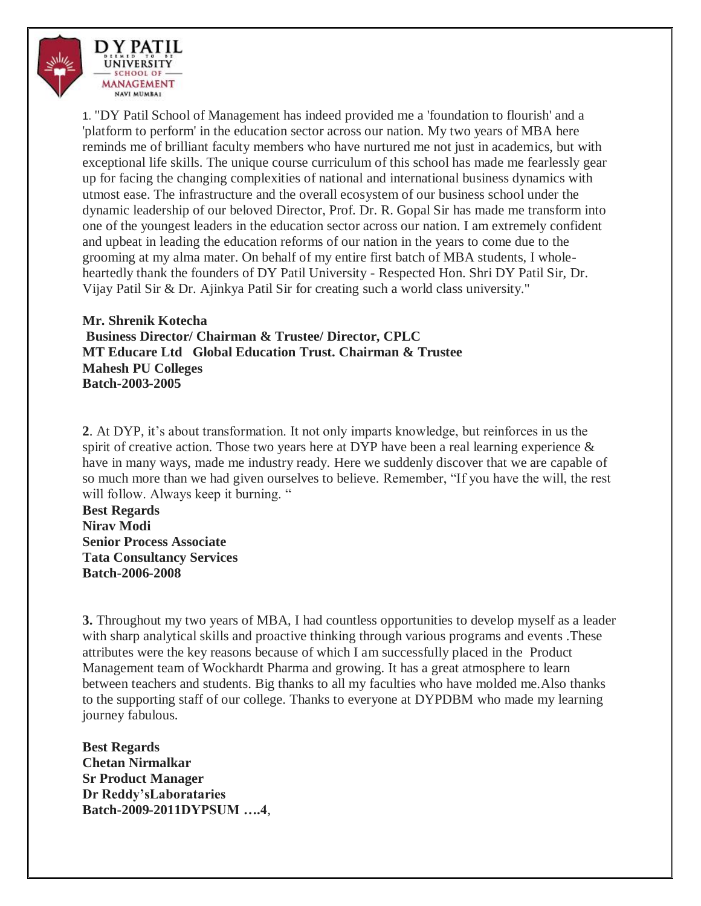1. "DY Patil School of Management has indeed provided me a 'foundation to flourish' and a 'platform to perform' in the education sector across our nation. My two years of MBA here reminds me of brilliant faculty members who have nurtured me not just in academics, but with exceptional life skills. The unique course curriculum of this school has made me fearlessly gear up for facing the changing complexities of national and international business dynamics with utmost ease. The infrastructure and the overall ecosystem of our business school under the dynamic leadership of our beloved Director, Prof. Dr. R. Gopal Sir has made me transform into one of the youngest leaders in the education sector across our nation. I am extremely confident and upbeat in leading the education reforms of our nation in the years to come due to the grooming at my alma mater. On behalf of my entire first batch of MBA students, I wholeheartedly thank the founders of DY Patil University - Respected Hon. Shri DY Patil Sir, Dr. Vijay Patil Sir & Dr. Ajinkya Patil Sir for creating such a world class university."

**Mr. Shrenik Kotecha**
**Business Director/ Chairman & Trustee/ Director, CPLC**
**MT Educare Ltd Global Education Trust. Chairman & Trustee**
**Mahesh PU Colleges**
**Batch-2003-2005**

**2**. At DYP, it's about transformation. It not only imparts knowledge, but reinforces in us the spirit of creative action. Those two years here at DYP have been a real learning experience & have in many ways, made me industry ready. Here we suddenly discover that we are capable of so much more than we had given ourselves to believe. Remember, "If you have the will, the rest will follow. Always keep it burning. "

**Best Regards**
**Nirav Modi**
**Senior Process Associate**
**Tata Consultancy Services**
**Batch-2006-2008**

**3.** Throughout my two years of MBA, I had countless opportunities to develop myself as a leader with sharp analytical skills and proactive thinking through various programs and events .These attributes were the key reasons because of which I am successfully placed in the Product Management team of Wockhardt Pharma and growing. It has a great atmosphere to learn between teachers and students. Big thanks to all my faculties who have molded me.Also thanks to the supporting staff of our college. Thanks to everyone at DYPDBM who made my learning journey fabulous.

**Best Regards**
**Chetan Nirmalkar**
**Sr Product Manager**
**Dr Reddy'sLaborataries**
**Batch-2009-2011DYPSUM ….4**,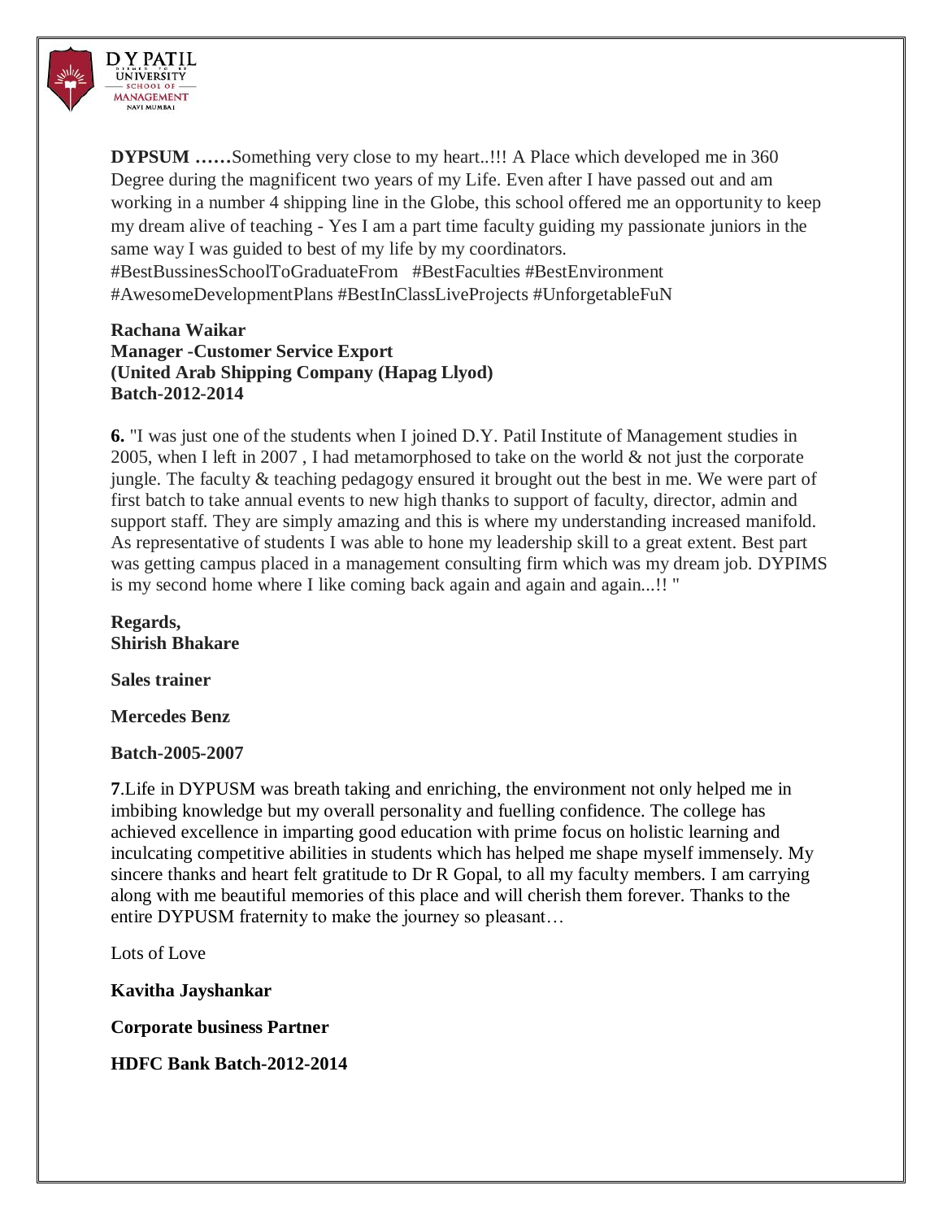**DYPSUM ……**Something very close to my heart..!!! A Place which developed me in 360 Degree during the magnificent two years of my Life. Even after I have passed out and am working in a number 4 shipping line in the Globe, this school offered me an opportunity to keep my dream alive of teaching - Yes I am a part time faculty guiding my passionate juniors in the same way I was guided to best of my life by my coordinators.
#BestBussinesSchoolToGraduateFrom #BestFaculties #BestEnvironment #AwesomeDevelopmentPlans #BestInClassLiveProjects #UnforgetableFuN

**Rachana Waikar**
**Manager -Customer Service Export**
**(United Arab Shipping Company (Hapag Llyod)**
**Batch-2012-2014**

**6.** "I was just one of the students when I joined D.Y. Patil Institute of Management studies in 2005, when I left in 2007 , I had metamorphosed to take on the world & not just the corporate jungle. The faculty & teaching pedagogy ensured it brought out the best in me. We were part of first batch to take annual events to new high thanks to support of faculty, director, admin and support staff. They are simply amazing and this is where my understanding increased manifold. As representative of students I was able to hone my leadership skill to a great extent. Best part was getting campus placed in a management consulting firm which was my dream job. DYPIMS is my second home where I like coming back again and again and again...!! "

**Regards,**
**Shirish Bhakare**

**Sales trainer**

**Mercedes Benz**

**Batch-2005-2007**

**7**.Life in DYPUSM was breath taking and enriching, the environment not only helped me in imbibing knowledge but my overall personality and fuelling confidence. The college has achieved excellence in imparting good education with prime focus on holistic learning and inculcating competitive abilities in students which has helped me shape myself immensely. My sincere thanks and heart felt gratitude to Dr R Gopal, to all my faculty members. I am carrying along with me beautiful memories of this place and will cherish them forever. Thanks to the entire DYPUSM fraternity to make the journey so pleasant…

Lots of Love

**Kavitha Jayshankar**

**Corporate business Partner**

**HDFC Bank Batch-2012-2014**